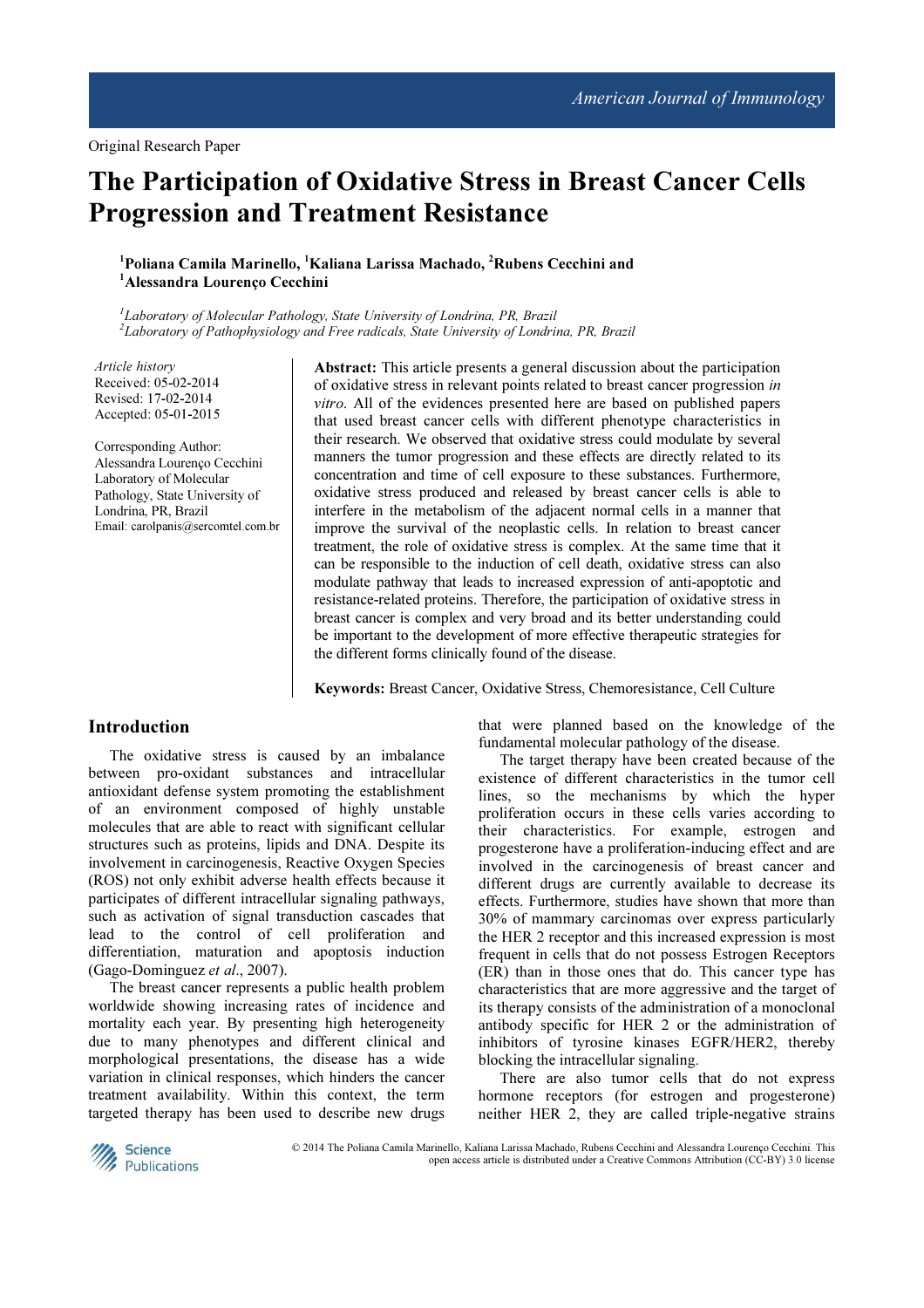Original Research Paper

# The Participation of Oxidative Stress in Breast Cancer Cells Progression and Treatment Resistance

[1]Poliana Camila Marinello, [1]Kaliana Larissa Machado, [2]Rubens Cecchini and [1]Alessandra Lourenço Cecchini

[1]Laboratory of Molecular Pathology, State University of Londrina, PR, Brazil
[2]Laboratory of Pathophysiology and Free radicals, State University of Londrina, PR, Brazil

*Article history*
Received: 05-02-2014
Revised: 17-02-2014
Accepted: 05-01-2015

Corresponding Author:
Alessandra Lourenço Cecchini
Laboratory of Molecular Pathology, State University of Londrina, PR, Brazil
Email: carolpanis@sercomtel.com.br

**Abstract:** This article presents a general discussion about the participation of oxidative stress in relevant points related to breast cancer progression *in vitro*. All of the evidences presented here are based on published papers that used breast cancer cells with different phenotype characteristics in their research. We observed that oxidative stress could modulate by several manners the tumor progression and these effects are directly related to its concentration and time of cell exposure to these substances. Furthermore, oxidative stress produced and released by breast cancer cells is able to interfere in the metabolism of the adjacent normal cells in a manner that improve the survival of the neoplastic cells. In relation to breast cancer treatment, the role of oxidative stress is complex. At the same time that it can be responsible to the induction of cell death, oxidative stress can also modulate pathway that leads to increased expression of anti-apoptotic and resistance-related proteins. Therefore, the participation of oxidative stress in breast cancer is complex and very broad and its better understanding could be important to the development of more effective therapeutic strategies for the different forms clinically found of the disease.

**Keywords:** Breast Cancer, Oxidative Stress, Chemoresistance, Cell Culture

## Introduction

The oxidative stress is caused by an imbalance between pro-oxidant substances and intracellular antioxidant defense system promoting the establishment of an environment composed of highly unstable molecules that are able to react with significant cellular structures such as proteins, lipids and DNA. Despite its involvement in carcinogenesis, Reactive Oxygen Species (ROS) not only exhibit adverse health effects because it participates of different intracellular signaling pathways, such as activation of signal transduction cascades that lead to the control of cell proliferation and differentiation, maturation and apoptosis induction (Gago-Dominguez *et al*., 2007).

The breast cancer represents a public health problem worldwide showing increasing rates of incidence and mortality each year. By presenting high heterogeneity due to many phenotypes and different clinical and morphological presentations, the disease has a wide variation in clinical responses, which hinders the cancer treatment availability. Within this context, the term targeted therapy has been used to describe new drugs that were planned based on the knowledge of the fundamental molecular pathology of the disease.

The target therapy have been created because of the existence of different characteristics in the tumor cell lines, so the mechanisms by which the hyper proliferation occurs in these cells varies according to their characteristics. For example, estrogen and progesterone have a proliferation-inducing effect and are involved in the carcinogenesis of breast cancer and different drugs are currently available to decrease its effects. Furthermore, studies have shown that more than 30% of mammary carcinomas over express particularly the HER 2 receptor and this increased expression is most frequent in cells that do not possess Estrogen Receptors (ER) than in those ones that do. This cancer type has characteristics that are more aggressive and the target of its therapy consists of the administration of a monoclonal antibody specific for HER 2 or the administration of inhibitors of tyrosine kinases EGFR/HER2, thereby blocking the intracellular signaling.

There are also tumor cells that do not express hormone receptors (for estrogen and progesterone) neither HER 2, they are called triple-negative strains

© 2014 The Poliana Camila Marinello, Kaliana Larissa Machado, Rubens Cecchini and Alessandra Lourenço Cecchini. This open access article is distributed under a Creative Commons Attribution (CC-BY) 3.0 license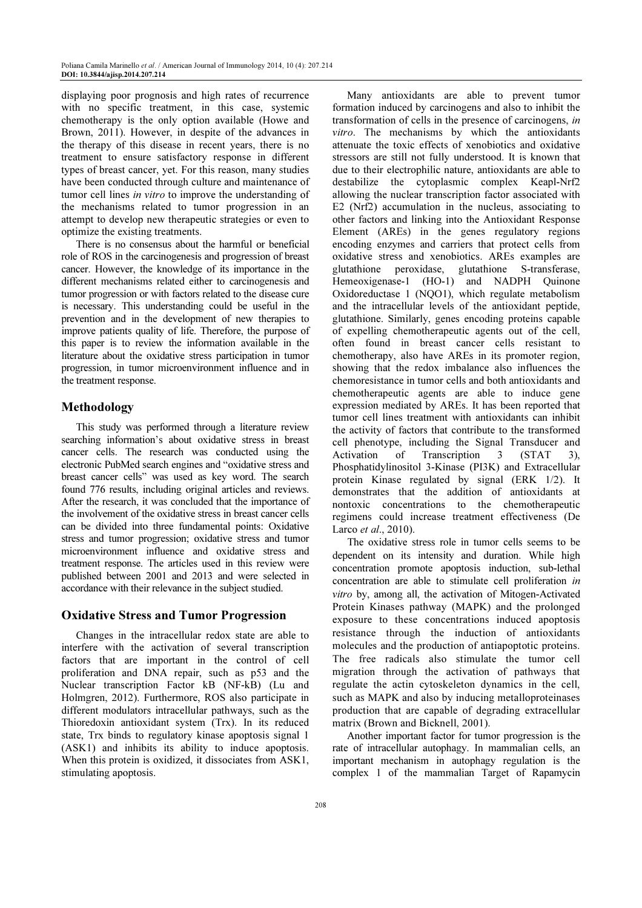displaying poor prognosis and high rates of recurrence with no specific treatment, in this case, systemic chemotherapy is the only option available (Howe and Brown, 2011). However, in despite of the advances in the therapy of this disease in recent years, there is no treatment to ensure satisfactory response in different types of breast cancer, yet. For this reason, many studies have been conducted through culture and maintenance of tumor cell lines *in vitro* to improve the understanding of the mechanisms related to tumor progression in an attempt to develop new therapeutic strategies or even to optimize the existing treatments.

There is no consensus about the harmful or beneficial role of ROS in the carcinogenesis and progression of breast cancer. However, the knowledge of its importance in the different mechanisms related either to carcinogenesis and tumor progression or with factors related to the disease cure is necessary. This understanding could be useful in the prevention and in the development of new therapies to improve patients quality of life. Therefore, the purpose of this paper is to review the information available in the literature about the oxidative stress participation in tumor progression, in tumor microenvironment influence and in the treatment response.

## Methodology

This study was performed through a literature review searching information's about oxidative stress in breast cancer cells. The research was conducted using the electronic PubMed search engines and "oxidative stress and breast cancer cells" was used as key word. The search found 776 results, including original articles and reviews. After the research, it was concluded that the importance of the involvement of the oxidative stress in breast cancer cells can be divided into three fundamental points: Oxidative stress and tumor progression; oxidative stress and tumor microenvironment influence and oxidative stress and treatment response. The articles used in this review were published between 2001 and 2013 and were selected in accordance with their relevance in the subject studied.

## Oxidative Stress and Tumor Progression

Changes in the intracellular redox state are able to interfere with the activation of several transcription factors that are important in the control of cell proliferation and DNA repair, such as p53 and the Nuclear transcription Factor kB (NF-kB) (Lu and Holmgren, 2012). Furthermore, ROS also participate in different modulators intracellular pathways, such as the Thioredoxin antioxidant system (Trx). In its reduced state, Trx binds to regulatory kinase apoptosis signal 1 (ASK1) and inhibits its ability to induce apoptosis. When this protein is oxidized, it dissociates from ASK1, stimulating apoptosis.

Many antioxidants are able to prevent tumor formation induced by carcinogens and also to inhibit the transformation of cells in the presence of carcinogens, *in vitro*. The mechanisms by which the antioxidants attenuate the toxic effects of xenobiotics and oxidative stressors are still not fully understood. It is known that due to their electrophilic nature, antioxidants are able to destabilize the cytoplasmic complex Keapl-Nrf2 allowing the nuclear transcription factor associated with E2 (Nrf2) accumulation in the nucleus, associating to other factors and linking into the Antioxidant Response Element (AREs) in the genes regulatory regions encoding enzymes and carriers that protect cells from oxidative stress and xenobiotics. AREs examples are glutathione peroxidase, glutathione S-transferase, Hemeoxigenase-1 (HO-1) and NADPH Quinone Oxidoreductase 1 (NQO1), which regulate metabolism and the intracellular levels of the antioxidant peptide, glutathione. Similarly, genes encoding proteins capable of expelling chemotherapeutic agents out of the cell, often found in breast cancer cells resistant to chemotherapy, also have AREs in its promoter region, showing that the redox imbalance also influences the chemoresistance in tumor cells and both antioxidants and chemotherapeutic agents are able to induce gene expression mediated by AREs. It has been reported that tumor cell lines treatment with antioxidants can inhibit the activity of factors that contribute to the transformed cell phenotype, including the Signal Transducer and Activation of Transcription 3 (STAT 3), Phosphatidylinositol 3-Kinase (PI3K) and Extracellular protein Kinase regulated by signal (ERK 1/2). It demonstrates that the addition of antioxidants at nontoxic concentrations to the chemotherapeutic regimens could increase treatment effectiveness (De Larco *et al*., 2010).

The oxidative stress role in tumor cells seems to be dependent on its intensity and duration. While high concentration promote apoptosis induction, sub-lethal concentration are able to stimulate cell proliferation *in vitro* by, among all, the activation of Mitogen-Activated Protein Kinases pathway (MAPK) and the prolonged exposure to these concentrations induced apoptosis resistance through the induction of antioxidants molecules and the production of antiapoptotic proteins. The free radicals also stimulate the tumor cell migration through the activation of pathways that regulate the actin cytoskeleton dynamics in the cell, such as MAPK and also by inducing metalloproteinases production that are capable of degrading extracellular matrix (Brown and Bicknell, 2001).

Another important factor for tumor progression is the rate of intracellular autophagy. In mammalian cells, an important mechanism in autophagy regulation is the complex 1 of the mammalian Target of Rapamycin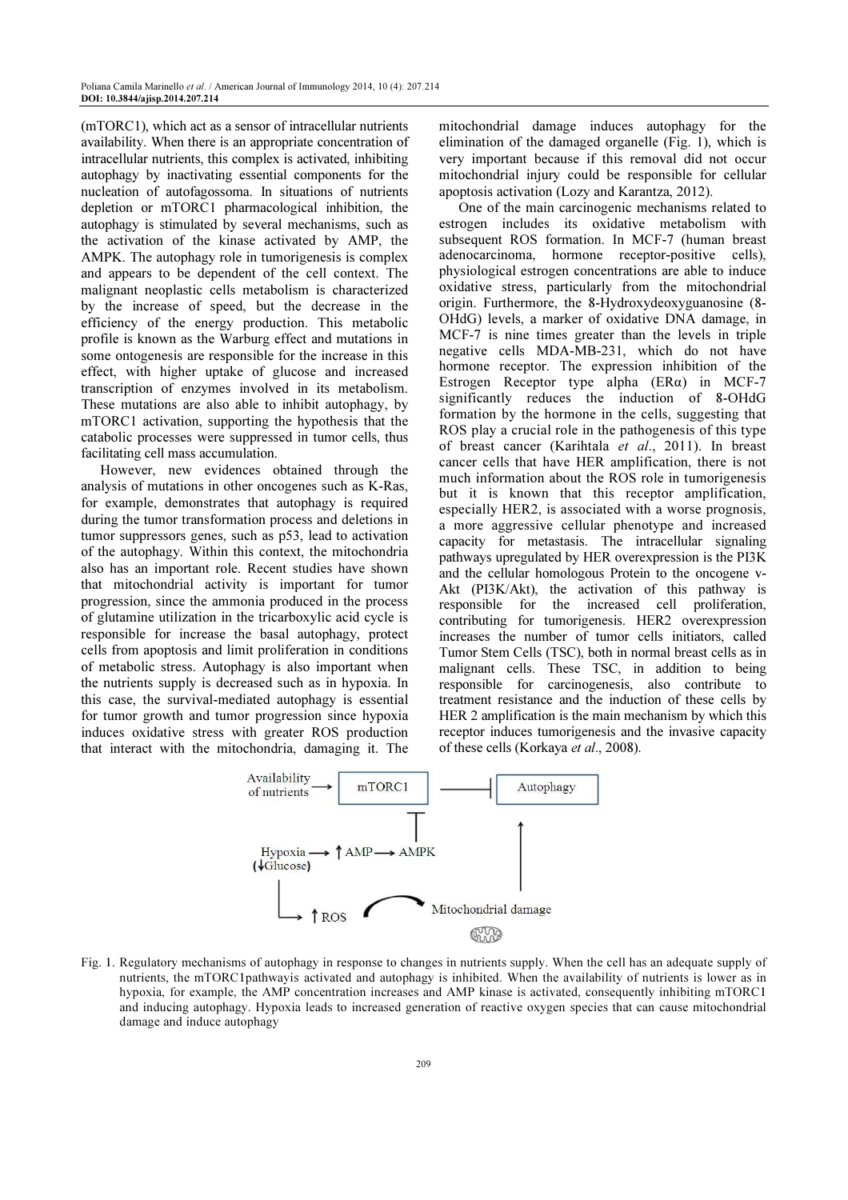(mTORC1), which act as a sensor of intracellular nutrients availability. When there is an appropriate concentration of intracellular nutrients, this complex is activated, inhibiting autophagy by inactivating essential components for the nucleation of autofagossoma. In situations of nutrients depletion or mTORC1 pharmacological inhibition, the autophagy is stimulated by several mechanisms, such as the activation of the kinase activated by AMP, the AMPK. The autophagy role in tumorigenesis is complex and appears to be dependent of the cell context. The malignant neoplastic cells metabolism is characterized by the increase of speed, but the decrease in the efficiency of the energy production. This metabolic profile is known as the Warburg effect and mutations in some ontogenesis are responsible for the increase in this effect, with higher uptake of glucose and increased transcription of enzymes involved in its metabolism. These mutations are also able to inhibit autophagy, by mTORC1 activation, supporting the hypothesis that the catabolic processes were suppressed in tumor cells, thus facilitating cell mass accumulation.

However, new evidences obtained through the analysis of mutations in other oncogenes such as K-Ras, for example, demonstrates that autophagy is required during the tumor transformation process and deletions in tumor suppressors genes, such as p53, lead to activation of the autophagy. Within this context, the mitochondria also has an important role. Recent studies have shown that mitochondrial activity is important for tumor progression, since the ammonia produced in the process of glutamine utilization in the tricarboxylic acid cycle is responsible for increase the basal autophagy, protect cells from apoptosis and limit proliferation in conditions of metabolic stress. Autophagy is also important when the nutrients supply is decreased such as in hypoxia. In this case, the survival-mediated autophagy is essential for tumor growth and tumor progression since hypoxia induces oxidative stress with greater ROS production that interact with the mitochondria, damaging it. The mitochondrial damage induces autophagy for the elimination of the damaged organelle (Fig. 1), which is very important because if this removal did not occur mitochondrial injury could be responsible for cellular apoptosis activation (Lozy and Karantza, 2012).

One of the main carcinogenic mechanisms related to estrogen includes its oxidative metabolism with subsequent ROS formation. In MCF-7 (human breast adenocarcinoma, hormone receptor-positive cells), physiological estrogen concentrations are able to induce oxidative stress, particularly from the mitochondrial origin. Furthermore, the 8-Hydroxydeoxyguanosine (8-OHdG) levels, a marker of oxidative DNA damage, in MCF-7 is nine times greater than the levels in triple negative cells MDA-MB-231, which do not have hormone receptor. The expression inhibition of the Estrogen Receptor type alpha (ERα) in MCF-7 significantly reduces the induction of 8-OHdG formation by the hormone in the cells, suggesting that ROS play a crucial role in the pathogenesis of this type of breast cancer (Karihtala *et al*., 2011). In breast cancer cells that have HER amplification, there is not much information about the ROS role in tumorigenesis but it is known that this receptor amplification, especially HER2, is associated with a worse prognosis, a more aggressive cellular phenotype and increased capacity for metastasis. The intracellular signaling pathways upregulated by HER overexpression is the PI3K and the cellular homologous Protein to the oncogene v-Akt (PI3K/Akt), the activation of this pathway is responsible for the increased cell proliferation, contributing for tumorigenesis. HER2 overexpression increases the number of tumor cells initiators, called Tumor Stem Cells (TSC), both in normal breast cells as in malignant cells. These TSC, in addition to being responsible for carcinogenesis, also contribute to treatment resistance and the induction of these cells by HER 2 amplification is the main mechanism by which this receptor induces tumorigenesis and the invasive capacity of these cells (Korkaya *et al*., 2008).

Fig. 1. Regulatory mechanisms of autophagy in response to changes in nutrients supply. When the cell has an adequate supply of nutrients, the mTORC1pathwayis activated and autophagy is inhibited. When the availability of nutrients is lower as in hypoxia, for example, the AMP concentration increases and AMP kinase is activated, consequently inhibiting mTORC1 and inducing autophagy. Hypoxia leads to increased generation of reactive oxygen species that can cause mitochondrial damage and induce autophagy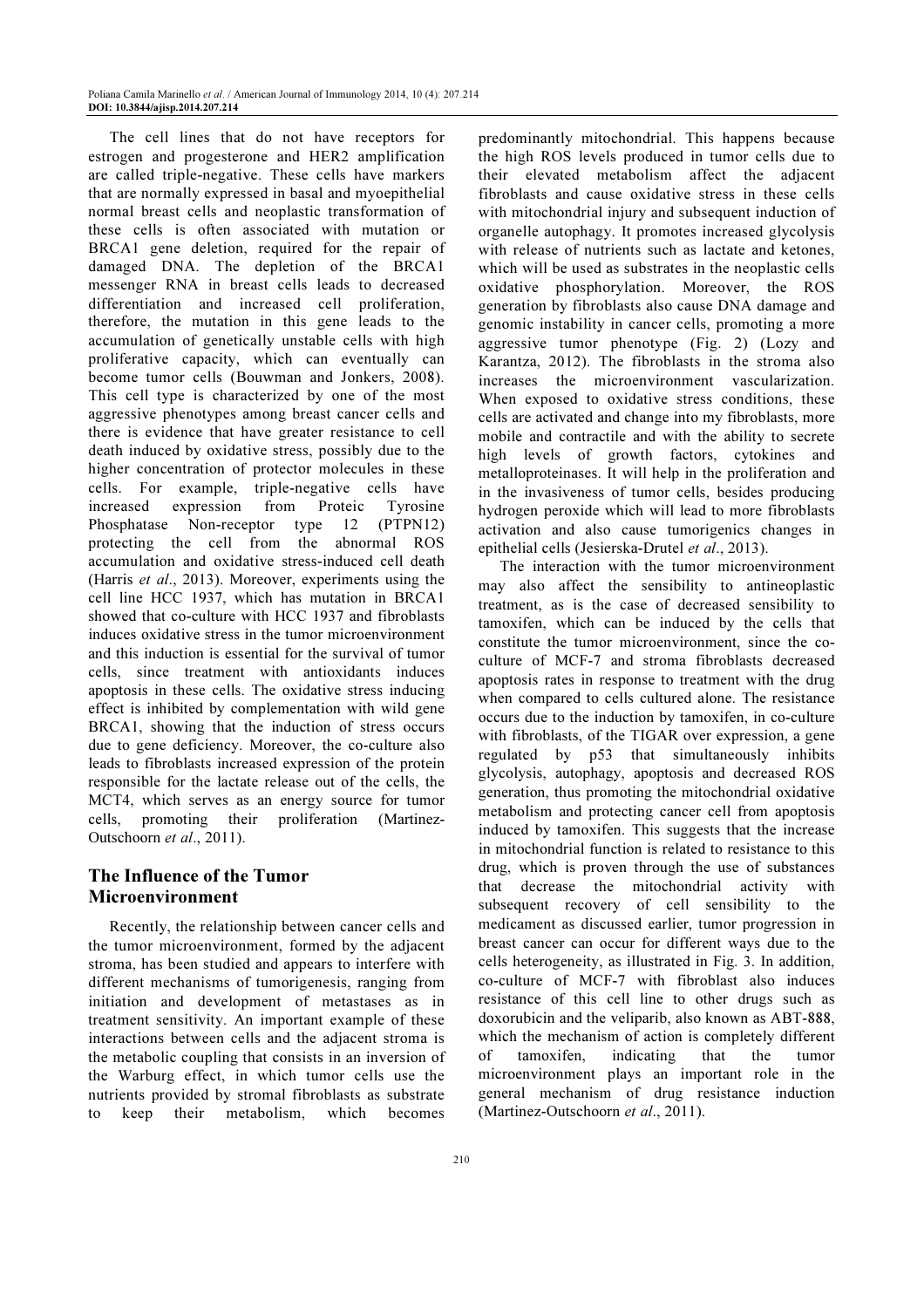The cell lines that do not have receptors for estrogen and progesterone and HER2 amplification are called triple-negative. These cells have markers that are normally expressed in basal and myoepithelial normal breast cells and neoplastic transformation of these cells is often associated with mutation or BRCA1 gene deletion, required for the repair of damaged DNA. The depletion of the BRCA1 messenger RNA in breast cells leads to decreased differentiation and increased cell proliferation, therefore, the mutation in this gene leads to the accumulation of genetically unstable cells with high proliferative capacity, which can eventually can become tumor cells (Bouwman and Jonkers, 2008). This cell type is characterized by one of the most aggressive phenotypes among breast cancer cells and there is evidence that have greater resistance to cell death induced by oxidative stress, possibly due to the higher concentration of protector molecules in these cells. For example, triple-negative cells have increased expression from Proteic Tyrosine Phosphatase Non-receptor type 12 (PTPN12) protecting the cell from the abnormal ROS accumulation and oxidative stress-induced cell death (Harris *et al*., 2013). Moreover, experiments using the cell line HCC 1937, which has mutation in BRCA1 showed that co-culture with HCC 1937 and fibroblasts induces oxidative stress in the tumor microenvironment and this induction is essential for the survival of tumor cells, since treatment with antioxidants induces apoptosis in these cells. The oxidative stress inducing effect is inhibited by complementation with wild gene BRCA1, showing that the induction of stress occurs due to gene deficiency. Moreover, the co-culture also leads to fibroblasts increased expression of the protein responsible for the lactate release out of the cells, the MCT4, which serves as an energy source for tumor cells, promoting their proliferation (Martinez-Outschoorn *et al*., 2011).

## The Influence of the Tumor Microenvironment

Recently, the relationship between cancer cells and the tumor microenvironment, formed by the adjacent stroma, has been studied and appears to interfere with different mechanisms of tumorigenesis, ranging from initiation and development of metastases as in treatment sensitivity. An important example of these interactions between cells and the adjacent stroma is the metabolic coupling that consists in an inversion of the Warburg effect, in which tumor cells use the nutrients provided by stromal fibroblasts as substrate to keep their metabolism, which becomes predominantly mitochondrial. This happens because the high ROS levels produced in tumor cells due to their elevated metabolism affect the adjacent fibroblasts and cause oxidative stress in these cells with mitochondrial injury and subsequent induction of organelle autophagy. It promotes increased glycolysis with release of nutrients such as lactate and ketones, which will be used as substrates in the neoplastic cells oxidative phosphorylation. Moreover, the ROS generation by fibroblasts also cause DNA damage and genomic instability in cancer cells, promoting a more aggressive tumor phenotype (Fig. 2) (Lozy and Karantza, 2012). The fibroblasts in the stroma also increases the microenvironment vascularization. When exposed to oxidative stress conditions, these cells are activated and change into my fibroblasts, more mobile and contractile and with the ability to secrete high levels of growth factors, cytokines and metalloproteinases. It will help in the proliferation and in the invasiveness of tumor cells, besides producing hydrogen peroxide which will lead to more fibroblasts activation and also cause tumorigenics changes in epithelial cells (Jesierska-Drutel *et al*., 2013).

The interaction with the tumor microenvironment may also affect the sensibility to antineoplastic treatment, as is the case of decreased sensibility to tamoxifen, which can be induced by the cells that constitute the tumor microenvironment, since the co-culture of MCF-7 and stroma fibroblasts decreased apoptosis rates in response to treatment with the drug when compared to cells cultured alone. The resistance occurs due to the induction by tamoxifen, in co-culture with fibroblasts, of the TIGAR over expression, a gene regulated by p53 that simultaneously inhibits glycolysis, autophagy, apoptosis and decreased ROS generation, thus promoting the mitochondrial oxidative metabolism and protecting cancer cell from apoptosis induced by tamoxifen. This suggests that the increase in mitochondrial function is related to resistance to this drug, which is proven through the use of substances that decrease the mitochondrial activity with subsequent recovery of cell sensibility to the medicament as discussed earlier, tumor progression in breast cancer can occur for different ways due to the cells heterogeneity, as illustrated in Fig. 3. In addition, co-culture of MCF-7 with fibroblast also induces resistance of this cell line to other drugs such as doxorubicin and the veliparib, also known as ABT-888, which the mechanism of action is completely different of tamoxifen, indicating that the tumor microenvironment plays an important role in the general mechanism of drug resistance induction (Martinez-Outschoorn *et al*., 2011).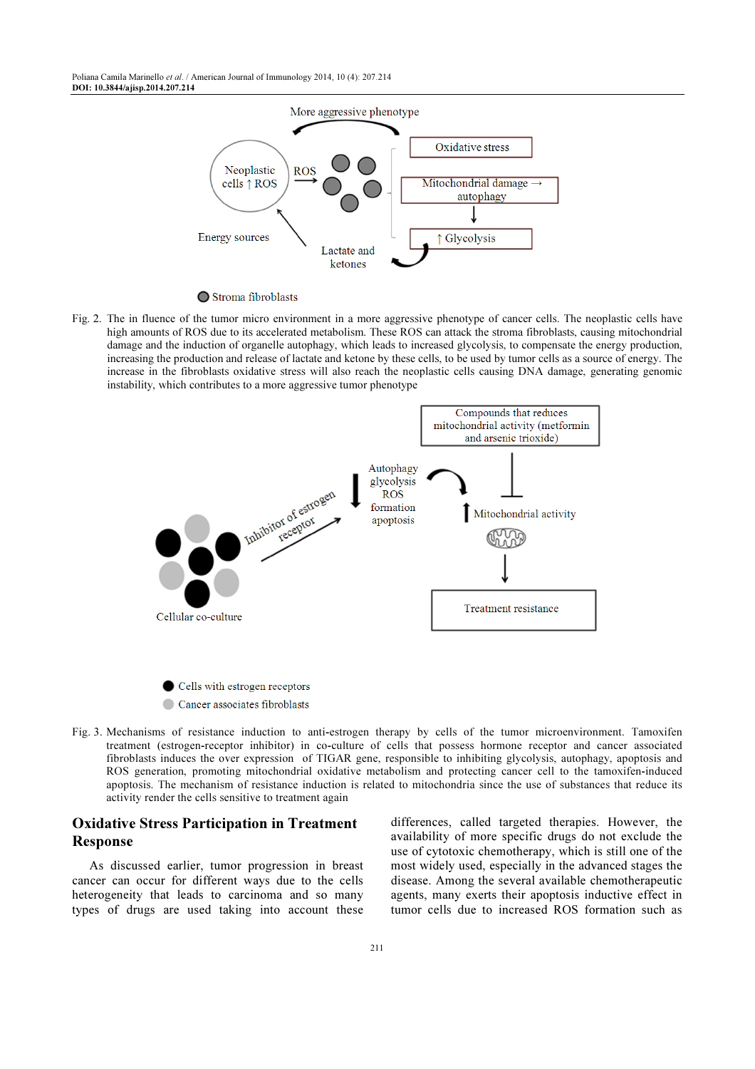More aggressive phenotype

Neoplastic cells ↑ ROS

ROS

Oxidative stress

Mitochondrial damage → autophagy

↑ Glycolysis

Energy sources

Lactate and ketones

Stroma fibroblasts

Fig. 2. The in fluence of the tumor micro environment in a more aggressive phenotype of cancer cells. The neoplastic cells have high amounts of ROS due to its accelerated metabolism. These ROS can attack the stroma fibroblasts, causing mitochondrial damage and the induction of organelle autophagy, which leads to increased glycolysis, to compensate the energy production, increasing the production and release of lactate and ketone by these cells, to be used by tumor cells as a source of energy. The increase in the fibroblasts oxidative stress will also reach the neoplastic cells causing DNA damage, generating genomic instability, which contributes to a more aggressive tumor phenotype

Compounds that reduces mitochondrial activity (metformin and arsenic trioxide)

Inhibitor of estrogen receptor

Autophagy glycolysis ROS formation apoptosis

Mitochondrial activity

Treatment resistance

Cellular co-culture

Cells with estrogen receptors

Cancer associates fibroblasts

Fig. 3. Mechanisms of resistance induction to anti-estrogen therapy by cells of the tumor microenvironment. Tamoxifen treatment (estrogen-receptor inhibitor) in co-culture of cells that possess hormone receptor and cancer associated fibroblasts induces the over expression of TIGAR gene, responsible to inhibiting glycolysis, autophagy, apoptosis and ROS generation, promoting mitochondrial oxidative metabolism and protecting cancer cell to the tamoxifen-induced apoptosis. The mechanism of resistance induction is related to mitochondria since the use of substances that reduce its activity render the cells sensitive to treatment again

## Oxidative Stress Participation in Treatment Response

As discussed earlier, tumor progression in breast cancer can occur for different ways due to the cells heterogeneity that leads to carcinoma and so many types of drugs are used taking into account these differences, called targeted therapies. However, the availability of more specific drugs do not exclude the use of cytotoxic chemotherapy, which is still one of the most widely used, especially in the advanced stages the disease. Among the several available chemotherapeutic agents, many exerts their apoptosis inductive effect in tumor cells due to increased ROS formation such as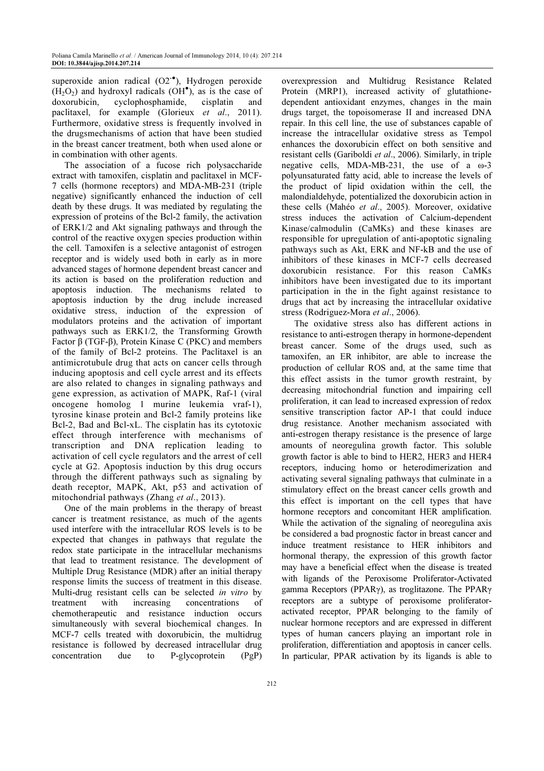superoxide anion radical ($O2^{-\bullet}$), Hydrogen peroxide ($H_2O_2$) and hydroxyl radicals ($OH^{\bullet}$), as is the case of doxorubicin, cyclophosphamide, cisplatin and paclitaxel, for example (Glorieux *et al*., 2011). Furthermore, oxidative stress is frequently involved in the drugsmechanisms of action that have been studied in the breast cancer treatment, both when used alone or in combination with other agents.

The association of a fucose rich polysaccharide extract with tamoxifen, cisplatin and paclitaxel in MCF-7 cells (hormone receptors) and MDA-MB-231 (triple negative) significantly enhanced the induction of cell death by these drugs. It was mediated by regulating the expression of proteins of the Bcl-2 family, the activation of ERK1/2 and Akt signaling pathways and through the control of the reactive oxygen species production within the cell. Tamoxifen is a selective antagonist of estrogen receptor and is widely used both in early as in more advanced stages of hormone dependent breast cancer and its action is based on the proliferation reduction and apoptosis induction. The mechanisms related to apoptosis induction by the drug include increased oxidative stress, induction of the expression of modulators proteins and the activation of important pathways such as ERK1/2, the Transforming Growth Factor β (TGF-β), Protein Kinase C (PKC) and members of the family of Bcl-2 proteins. The Paclitaxel is an antimicrotubule drug that acts on cancer cells through inducing apoptosis and cell cycle arrest and its effects are also related to changes in signaling pathways and gene expression, as activation of MAPK, Raf-1 (viral oncogene homolog 1 murine leukemia vraf-1), tyrosine kinase protein and Bcl-2 family proteins like Bcl-2, Bad and Bcl-xL. The cisplatin has its cytotoxic effect through interference with mechanisms of transcription and DNA replication leading to activation of cell cycle regulators and the arrest of cell cycle at G2. Apoptosis induction by this drug occurs through the different pathways such as signaling by death receptor, MAPK, Akt, p53 and activation of mitochondrial pathways (Zhang *et al*., 2013).

One of the main problems in the therapy of breast cancer is treatment resistance, as much of the agents used interfere with the intracellular ROS levels is to be expected that changes in pathways that regulate the redox state participate in the intracellular mechanisms that lead to treatment resistance. The development of Multiple Drug Resistance (MDR) after an initial therapy response limits the success of treatment in this disease. Multi-drug resistant cells can be selected *in vitro* by treatment with increasing concentrations of chemotherapeutic and resistance induction occurs simultaneously with several biochemical changes. In MCF-7 cells treated with doxorubicin, the multidrug resistance is followed by decreased intracellular drug concentration due to P-glycoprotein (PgP) overexpression and Multidrug Resistance Related Protein (MRP1), increased activity of glutathione-dependent antioxidant enzymes, changes in the main drugs target, the topoisomerase II and increased DNA repair. In this cell line, the use of substances capable of increase the intracellular oxidative stress as Tempol enhances the doxorubicin effect on both sensitive and resistant cells (Gariboldi *et al*., 2006). Similarly, in triple negative cells, MDA-MB-231, the use of a ω-3 polyunsaturated fatty acid, able to increase the levels of the product of lipid oxidation within the cell, the malondialdehyde, potentialized the doxorubicin action in these cells (Mahéo *et al*., 2005). Moreover, oxidative stress induces the activation of Calcium-dependent Kinase/calmodulin (CaMKs) and these kinases are responsible for upregulation of anti-apoptotic signaling pathways such as Akt, ERK and NF-kB and the use of inhibitors of these kinases in MCF-7 cells decreased doxorubicin resistance. For this reason CaMKs inhibitors have been investigated due to its important participation in the in the fight against resistance to drugs that act by increasing the intracellular oxidative stress (Rodriguez-Mora *et al*., 2006).

The oxidative stress also has different actions in resistance to anti-estrogen therapy in hormone-dependent breast cancer. Some of the drugs used, such as tamoxifen, an ER inhibitor, are able to increase the production of cellular ROS and, at the same time that this effect assists in the tumor growth restraint, by decreasing mitochondrial function and impairing cell proliferation, it can lead to increased expression of redox sensitive transcription factor AP-1 that could induce drug resistance. Another mechanism associated with anti-estrogen therapy resistance is the presence of large amounts of neoregulina growth factor. This soluble growth factor is able to bind to HER2, HER3 and HER4 receptors, inducing homo or heterodimerization and activating several signaling pathways that culminate in a stimulatory effect on the breast cancer cells growth and this effect is important on the cell types that have hormone receptors and concomitant HER amplification. While the activation of the signaling of neoregulina axis be considered a bad prognostic factor in breast cancer and induce treatment resistance to HER inhibitors and hormonal therapy, the expression of this growth factor may have a beneficial effect when the disease is treated with ligands of the Peroxisome Proliferator-Activated gamma Receptors (PPARγ), as troglitazone. The PPARγ receptors are a subtype of peroxisome proliferator-activated receptor, PPAR belonging to the family of nuclear hormone receptors and are expressed in different types of human cancers playing an important role in proliferation, differentiation and apoptosis in cancer cells. In particular, PPAR activation by its ligands is able to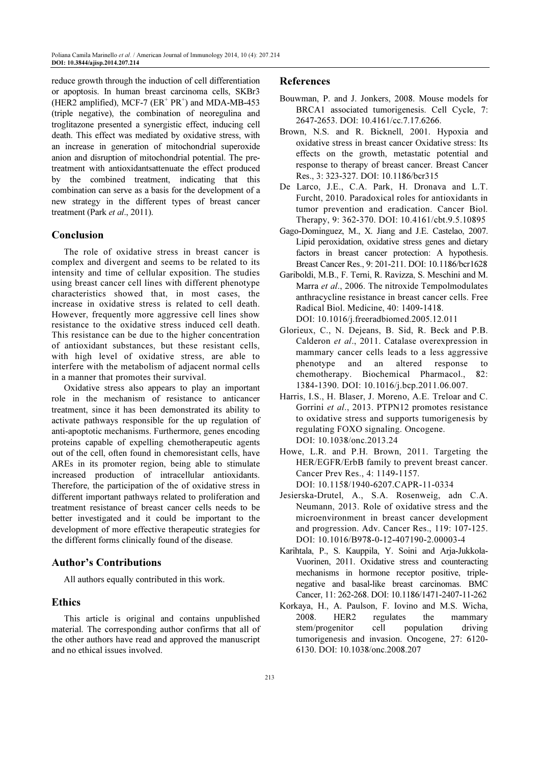reduce growth through the induction of cell differentiation or apoptosis. In human breast carcinoma cells, SKBr3 (HER2 amplified), MCF-7 ($ER^+$ $PR^+$) and MDA-MB-453 (triple negative), the combination of neoregulina and troglitazone presented a synergistic effect, inducing cell death. This effect was mediated by oxidative stress, with an increase in generation of mitochondrial superoxide anion and disruption of mitochondrial potential. The pre-treatment with antioxidantsattenuate the effect produced by the combined treatment, indicating that this combination can serve as a basis for the development of a new strategy in the different types of breast cancer treatment (Park *et al*., 2011).

## Conclusion

The role of oxidative stress in breast cancer is complex and divergent and seems to be related to its intensity and time of cellular exposition. The studies using breast cancer cell lines with different phenotype characteristics showed that, in most cases, the increase in oxidative stress is related to cell death. However, frequently more aggressive cell lines show resistance to the oxidative stress induced cell death. This resistance can be due to the higher concentration of antioxidant substances, but these resistant cells, with high level of oxidative stress, are able to interfere with the metabolism of adjacent normal cells in a manner that promotes their survival.

Oxidative stress also appears to play an important role in the mechanism of resistance to anticancer treatment, since it has been demonstrated its ability to activate pathways responsible for the up regulation of anti-apoptotic mechanisms. Furthermore, genes encoding proteins capable of expelling chemotherapeutic agents out of the cell, often found in chemoresistant cells, have AREs in its promoter region, being able to stimulate increased production of intracellular antioxidants. Therefore, the participation of the of oxidative stress in different important pathways related to proliferation and treatment resistance of breast cancer cells needs to be better investigated and it could be important to the development of more effective therapeutic strategies for the different forms clinically found of the disease.

## Author's Contributions

All authors equally contributed in this work.

## Ethics

This article is original and contains unpublished material. The corresponding author confirms that all of the other authors have read and approved the manuscript and no ethical issues involved.

## References

Bouwman, P. and J. Jonkers, 2008. Mouse models for BRCA1 associated tumorigenesis. Cell Cycle, 7: 2647-2653. DOI: 10.4161/cc.7.17.6266.

Brown, N.S. and R. Bicknell, 2001. Hypoxia and oxidative stress in breast cancer Oxidative stress: Its effects on the growth, metastatic potential and response to therapy of breast cancer. Breast Cancer Res., 3: 323-327. DOI: 10.1186/bcr315

De Larco, J.E., C.A. Park, H. Dronava and L.T. Furcht, 2010. Paradoxical roles for antioxidants in tumor prevention and eradication. Cancer Biol. Therapy, 9: 362-370. DOI: 10.4161/cbt.9.5.10895

Gago-Dominguez, M., X. Jiang and J.E. Castelao, 2007. Lipid peroxidation, oxidative stress genes and dietary factors in breast cancer protection: A hypothesis. Breast Cancer Res., 9: 201-211. DOI: 10.1186/bcr1628

Gariboldi, M.B., F. Terni, R. Ravizza, S. Meschini and M. Marra *et al*., 2006. The nitroxide Tempolmodulates anthracycline resistance in breast cancer cells. Free Radical Biol. Medicine, 40: 1409-1418. DOI: 10.1016/j.freeradbiomed.2005.12.011

Glorieux, C., N. Dejeans, B. Sid, R. Beck and P.B. Calderon *et al*., 2011. Catalase overexpression in mammary cancer cells leads to a less aggressive phenotype and an altered response to chemotherapy. Biochemical Pharmacol., 82: 1384-1390. DOI: 10.1016/j.bcp.2011.06.007.

Harris, I.S., H. Blaser, J. Moreno, A.E. Treloar and C. Gorrini *et al*., 2013. PTPN12 promotes resistance to oxidative stress and supports tumorigenesis by regulating FOXO signaling. Oncogene. DOI: 10.1038/onc.2013.24

Howe, L.R. and P.H. Brown, 2011. Targeting the HER/EGFR/ErbB family to prevent breast cancer. Cancer Prev Res., 4: 1149-1157. DOI: 10.1158/1940-6207.CAPR-11-0334

Jesierska-Drutel, A., S.A. Rosenweig, adn C.A. Neumann, 2013. Role of oxidative stress and the microenvironment in breast cancer development and progression. Adv. Cancer Res., 119: 107-125. DOI: 10.1016/B978-0-12-407190-2.00003-4

Karihtala, P., S. Kauppila, Y. Soini and Arja-Jukkola-Vuorinen, 2011. Oxidative stress and counteracting mechanisms in hormone receptor positive, triple-negative and basal-like breast carcinomas. BMC Cancer, 11: 262-268. DOI: 10.1186/1471-2407-11-262

Korkaya, H., A. Paulson, F. Iovino and M.S. Wicha, 2008. HER2 regulates the mammary stem/progenitor cell population driving tumorigenesis and invasion. Oncogene, 27: 6120-6130. DOI: 10.1038/onc.2008.207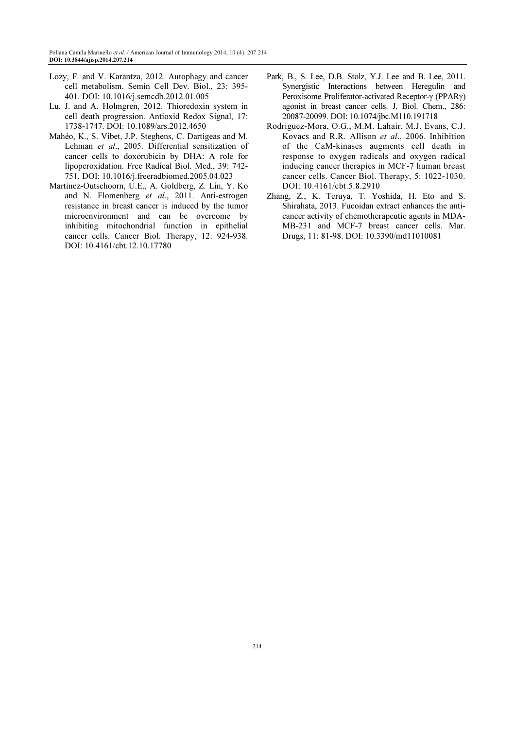Lozy, F. and V. Karantza, 2012. Autophagy and cancer cell metabolism. Semin Cell Dev. Biol., 23: 395-401. DOI: 10.1016/j.semcdb.2012.01.005

Lu, J. and A. Holmgren, 2012. Thioredoxin system in cell death progression. Antioxid Redox Signal, 17: 1738-1747. DOI: 10.1089/ars.2012.4650

Mahéo, K., S. Vibet, J.P. Steghens, C. Dartigeas and M. Lehman *et al*., 2005. Differential sensitization of cancer cells to doxorubicin by DHA: A role for lipoperoxidation. Free Radical Biol. Med., 39: 742-751. DOI: 10.1016/j.freeradbiomed.2005.04.023

Martinez-Outschoorn, U.E., A. Goldberg, Z. Lin, Y. Ko and N. Flomenberg *et al*., 2011. Anti-estrogen resistance in breast cancer is induced by the tumor microenvironment and can be overcome by inhibiting mitochondrial function in epithelial cancer cells. Cancer Biol. Therapy, 12: 924-938. DOI: 10.4161/cbt.12.10.17780

Park, B., S. Lee, D.B. Stolz, Y.J. Lee and B. Lee, 2011. Synergistic Interactions between Heregulin and Peroxisome Proliferator-activated Receptor-γ (PPARγ) agonist in breast cancer cells. J. Biol. Chem., 286: 20087-20099. DOI: 10.1074/jbc.M110.191718

Rodriguez-Mora, O.G., M.M. Lahair, M.J. Evans, C.J. Kovacs and R.R. Allison *et al*., 2006. Inhibition of the CaM-kinases augments cell death in response to oxygen radicals and oxygen radical inducing cancer therapies in MCF-7 human breast cancer cells. Cancer Biol. Therapy, 5: 1022-1030. DOI: 10.4161/cbt.5.8.2910

Zhang, Z., K. Teruya, T. Yoshida, H. Eto and S. Shirahata, 2013. Fucoidan extract enhances the anti-cancer activity of chemotherapeutic agents in MDA-MB-231 and MCF-7 breast cancer cells. Mar. Drugs, 11: 81-98. DOI: 10.3390/md11010081